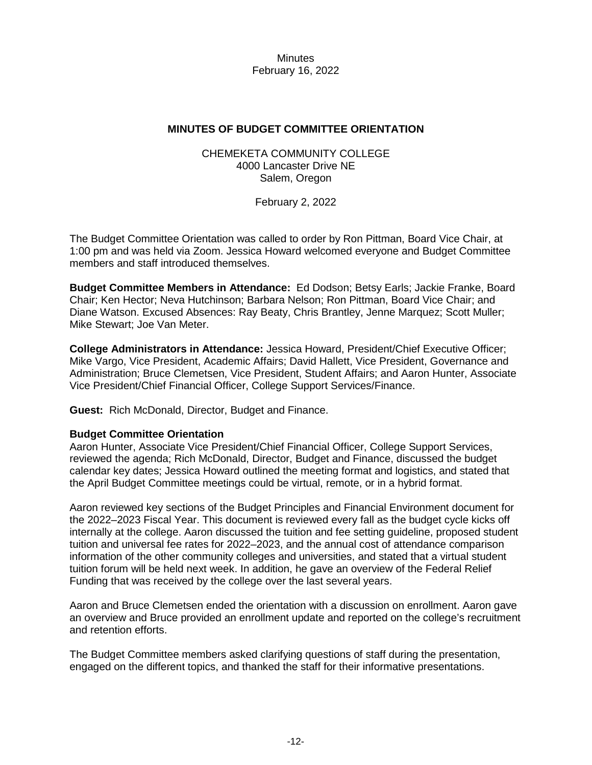Minutes
February 16, 2022

## MINUTES OF BUDGET COMMITTEE ORIENTATION

CHEMEKETA COMMUNITY COLLEGE
4000 Lancaster Drive NE
Salem, Oregon

February 2, 2022

The Budget Committee Orientation was called to order by Ron Pittman, Board Vice Chair, at 1:00 pm and was held via Zoom. Jessica Howard welcomed everyone and Budget Committee members and staff introduced themselves.

**Budget Committee Members in Attendance:** Ed Dodson; Betsy Earls; Jackie Franke, Board Chair; Ken Hector; Neva Hutchinson; Barbara Nelson; Ron Pittman, Board Vice Chair; and Diane Watson. Excused Absences: Ray Beaty, Chris Brantley, Jenne Marquez; Scott Muller; Mike Stewart; Joe Van Meter.

**College Administrators in Attendance:** Jessica Howard, President/Chief Executive Officer; Mike Vargo, Vice President, Academic Affairs; David Hallett, Vice President, Governance and Administration; Bruce Clemetsen, Vice President, Student Affairs; and Aaron Hunter, Associate Vice President/Chief Financial Officer, College Support Services/Finance.

**Guest:** Rich McDonald, Director, Budget and Finance.

**Budget Committee Orientation**

Aaron Hunter, Associate Vice President/Chief Financial Officer, College Support Services, reviewed the agenda; Rich McDonald, Director, Budget and Finance, discussed the budget calendar key dates; Jessica Howard outlined the meeting format and logistics, and stated that the April Budget Committee meetings could be virtual, remote, or in a hybrid format.

Aaron reviewed key sections of the Budget Principles and Financial Environment document for the 2022–2023 Fiscal Year. This document is reviewed every fall as the budget cycle kicks off internally at the college. Aaron discussed the tuition and fee setting guideline, proposed student tuition and universal fee rates for 2022–2023, and the annual cost of attendance comparison information of the other community colleges and universities, and stated that a virtual student tuition forum will be held next week. In addition, he gave an overview of the Federal Relief Funding that was received by the college over the last several years.

Aaron and Bruce Clemetsen ended the orientation with a discussion on enrollment. Aaron gave an overview and Bruce provided an enrollment update and reported on the college's recruitment and retention efforts.

The Budget Committee members asked clarifying questions of staff during the presentation, engaged on the different topics, and thanked the staff for their informative presentations.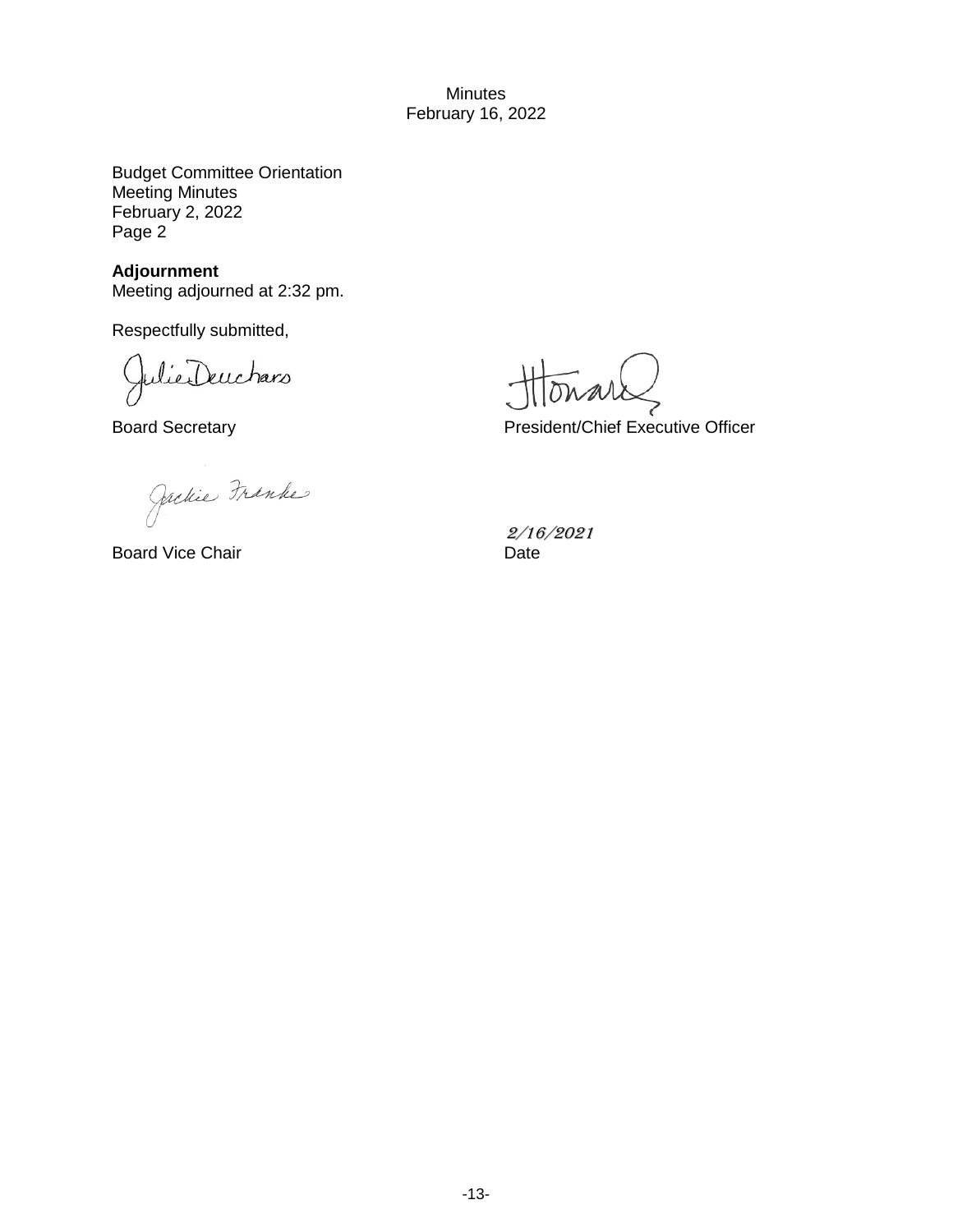Minutes
February 16, 2022

Budget Committee Orientation
Meeting Minutes
February 2, 2022
Page 2

**Adjournment**
Meeting adjourned at 2:32 pm.

Respectfully submitted,

Julie Deuchars
Board Secretary

JHonard
President/Chief Executive Officer

Jackie Franke
Board Vice Chair

2/16/2021
Date